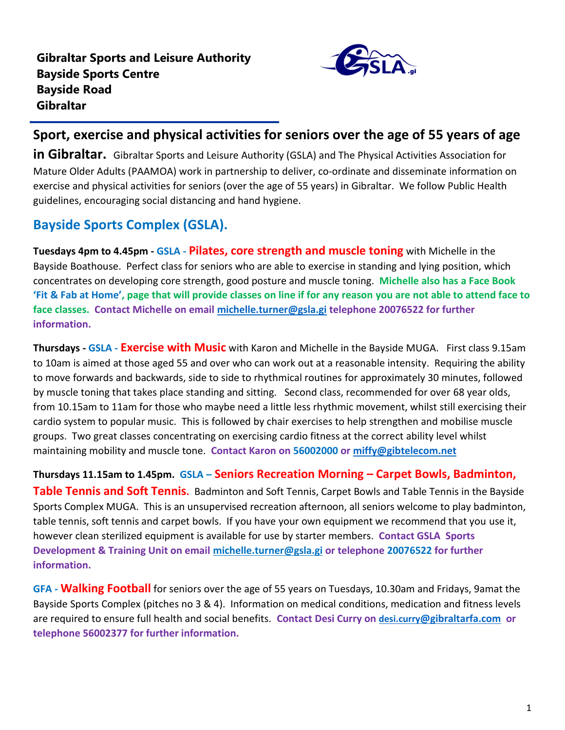**Gibraltar Sports and Leisure Authority**
**Bayside Sports Centre**
**Bayside Road**
**Gibraltar**

## Sport, exercise and physical activities for seniors over the age of 55 years of age in Gibraltar.

Gibraltar Sports and Leisure Authority (GSLA) and The Physical Activities Association for Mature Older Adults (PAAMOA) work in partnership to deliver, co-ordinate and disseminate information on exercise and physical activities for seniors (over the age of 55 years) in Gibraltar. We follow Public Health guidelines, encouraging social distancing and hand hygiene.

## Bayside Sports Complex (GSLA).

**Tuesdays 4pm to 4.45pm - GSLA - Pilates, core strength and muscle toning** with Michelle in the Bayside Boathouse. Perfect class for seniors who are able to exercise in standing and lying position, which concentrates on developing core strength, good posture and muscle toning. **Michelle also has a Face Book 'Fit & Fab at Home', page that will provide classes on line if for any reason you are not able to attend face to face classes. Contact Michelle on email michelle.turner@gsla.gi telephone 20076522 for further information.**

**Thursdays - GSLA - Exercise with Music** with Karon and Michelle in the Bayside MUGA. First class 9.15am to 10am is aimed at those aged 55 and over who can work out at a reasonable intensity. Requiring the ability to move forwards and backwards, side to side to rhythmical routines for approximately 30 minutes, followed by muscle toning that takes place standing and sitting. Second class, recommended for over 68 year olds, from 10.15am to 11am for those who maybe need a little less rhythmic movement, whilst still exercising their cardio system to popular music. This is followed by chair exercises to help strengthen and mobilise muscle groups. Two great classes concentrating on exercising cardio fitness at the correct ability level whilst maintaining mobility and muscle tone. **Contact Karon on 56002000 or miffy@gibtelecom.net**

**Thursdays 11.15am to 1.45pm. GSLA – Seniors Recreation Morning – Carpet Bowls, Badminton, Table Tennis and Soft Tennis.** Badminton and Soft Tennis, Carpet Bowls and Table Tennis in the Bayside Sports Complex MUGA. This is an unsupervised recreation afternoon, all seniors welcome to play badminton, table tennis, soft tennis and carpet bowls. If you have your own equipment we recommend that you use it, however clean sterilized equipment is available for use by starter members. **Contact GSLA Sports Development & Training Unit on email michelle.turner@gsla.gi or telephone 20076522 for further information.**

**GFA - Walking Football** for seniors over the age of 55 years on Tuesdays, 10.30am and Fridays, 9amat the Bayside Sports Complex (pitches no 3 & 4). Information on medical conditions, medication and fitness levels are required to ensure full health and social benefits. **Contact Desi Curry on desi.curry@gibraltarfa.com or telephone 56002377 for further information.**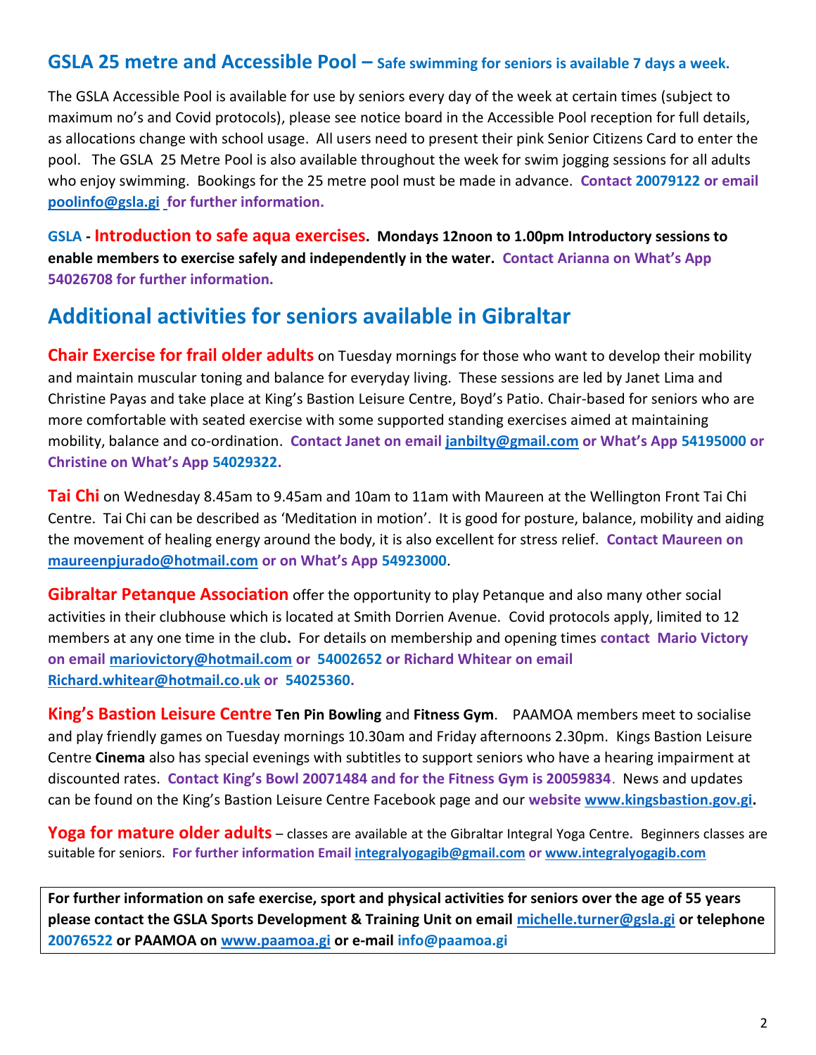## GSLA 25 metre and Accessible Pool – Safe swimming for seniors is available 7 days a week.

The GSLA Accessible Pool is available for use by seniors every day of the week at certain times (subject to maximum no's and Covid protocols), please see notice board in the Accessible Pool reception for full details, as allocations change with school usage. All users need to present their pink Senior Citizens Card to enter the pool. The GSLA 25 Metre Pool is also available throughout the week for swim jogging sessions for all adults who enjoy swimming. Bookings for the 25 metre pool must be made in advance. **Contact 20079122 or email poolinfo@gsla.gi for further information.**

**GSLA - Introduction to safe aqua exercises. Mondays 12noon to 1.00pm Introductory sessions to enable members to exercise safely and independently in the water. Contact Arianna on What's App 54026708 for further information.**

## Additional activities for seniors available in Gibraltar

**Chair Exercise for frail older adults** on Tuesday mornings for those who want to develop their mobility and maintain muscular toning and balance for everyday living. These sessions are led by Janet Lima and Christine Payas and take place at King's Bastion Leisure Centre, Boyd's Patio. Chair-based for seniors who are more comfortable with seated exercise with some supported standing exercises aimed at maintaining mobility, balance and co-ordination. **Contact Janet on email janbilty@gmail.com or What's App 54195000 or Christine on What's App 54029322.**

**Tai Chi** on Wednesday 8.45am to 9.45am and 10am to 11am with Maureen at the Wellington Front Tai Chi Centre. Tai Chi can be described as 'Meditation in motion'. It is good for posture, balance, mobility and aiding the movement of healing energy around the body, it is also excellent for stress relief. **Contact Maureen on maureenpjurado@hotmail.com or on What's App 54923000**.

**Gibraltar Petanque Association** offer the opportunity to play Petanque and also many other social activities in their clubhouse which is located at Smith Dorrien Avenue. Covid protocols apply, limited to 12 members at any one time in the club**.** For details on membership and opening times **contact Mario Victory on email mariovictory@hotmail.com or 54002652 or Richard Whitear on email Richard.whitear@hotmail.co.uk or 54025360.**

**King's Bastion Leisure Centre Ten Pin Bowling** and **Fitness Gym**. PAAMOA members meet to socialise and play friendly games on Tuesday mornings 10.30am and Friday afternoons 2.30pm. Kings Bastion Leisure Centre **Cinema** also has special evenings with subtitles to support seniors who have a hearing impairment at discounted rates. **Contact King's Bowl 20071484 and for the Fitness Gym is 20059834**. News and updates can be found on the King's Bastion Leisure Centre Facebook page and our **website www.kingsbastion.gov.gi.**

**Yoga for mature older adults** – classes are available at the Gibraltar Integral Yoga Centre. Beginners classes are suitable for seniors. **For further information Email integralyogagib@gmail.com or www.integralyogagib.com**

**For further information on safe exercise, sport and physical activities for seniors over the age of 55 years please contact the GSLA Sports Development & Training Unit on email michelle.turner@gsla.gi or telephone 20076522 or PAAMOA on www.paamoa.gi or e-mail info@paamoa.gi**